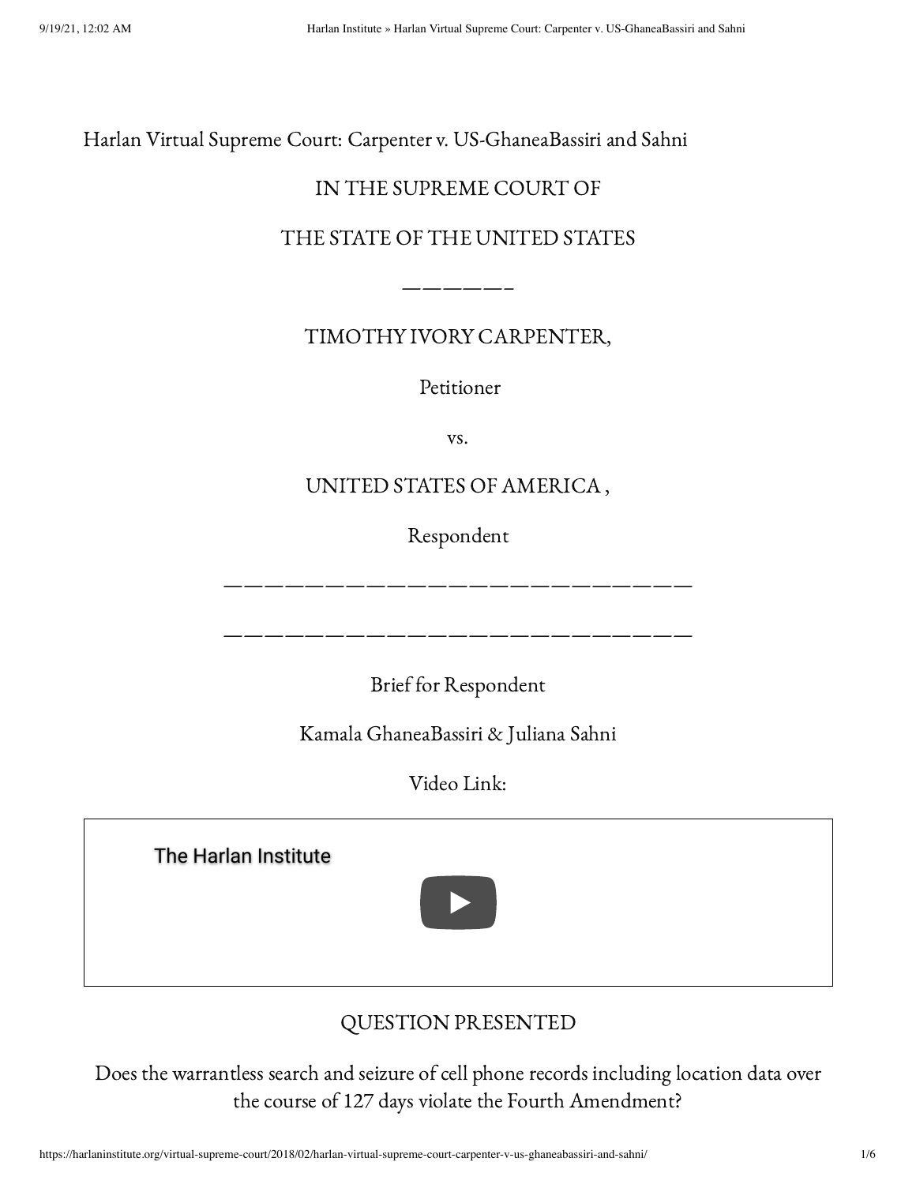# Harlan Virtual Supreme Court: Carpenter v. US-GhaneaBassiri and Sahni

IN THE SUPREME COURT OF

THE STATE OF THE UNITED STATES

——————

TIMOTHY IVORY CARPENTER,

Petitioner

vs.

UNITED STATES OF AMERICA ,

Respondent

——————————————————————————

——————————————————————————

Brief for Respondent

Kamala GhaneaBassiri & Juliana Sahni

Video Link:

The Harlan Institute

## QUESTION PRESENTED

Does the warrantless search and seizure of cell phone records including location data over the course of 127 days violate the Fourth Amendment?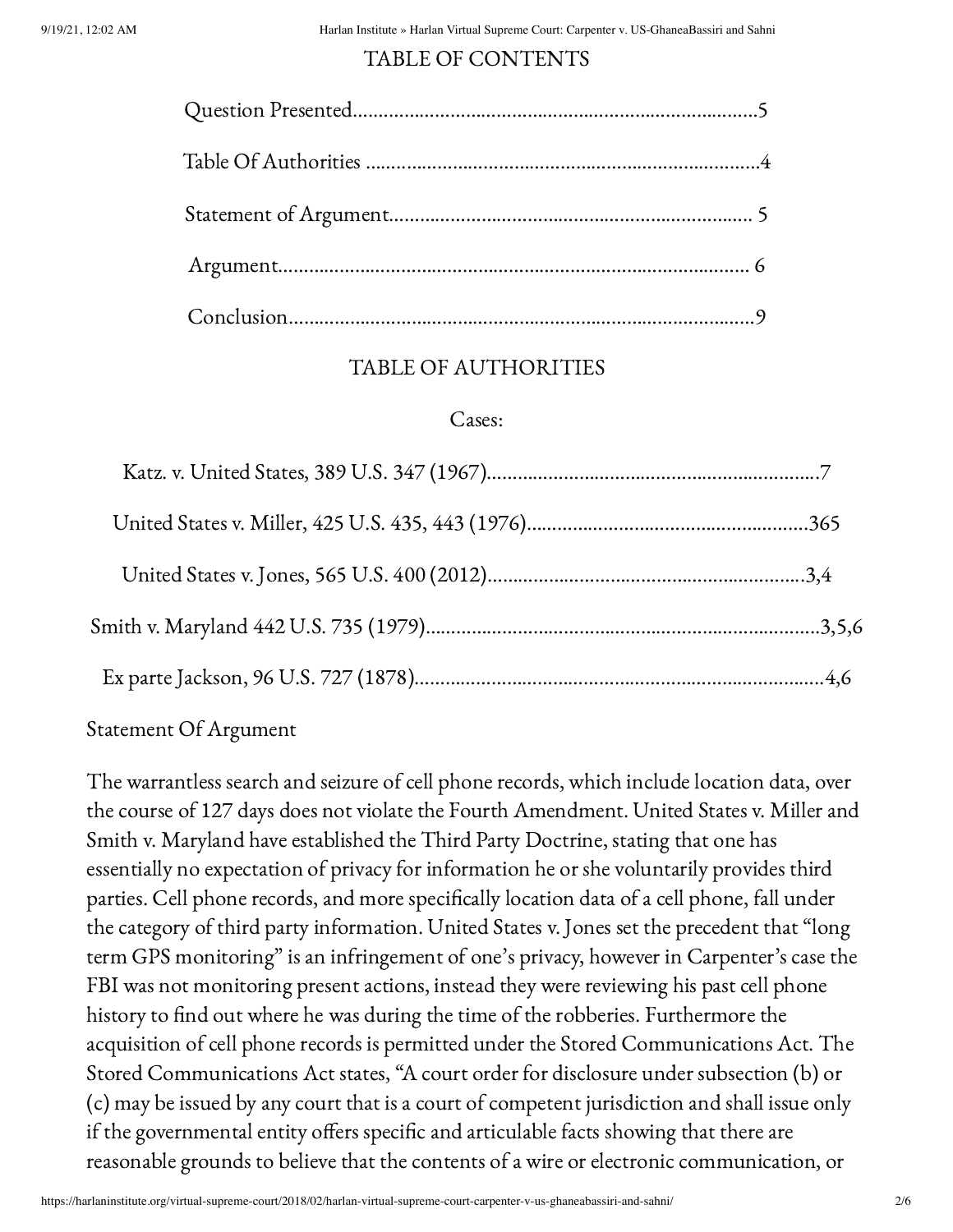## TABLE OF CONTENTS

Question Presented.............................................................................5

Table Of Authorities ..........................................................................4

Statement of Argument..................................................................... 5

Argument.......................................................................................... 6

Conclusion.........................................................................................9

## TABLE OF AUTHORITIES

Cases:

Katz. v. United States, 389 U.S. 347 (1967)................................................................7

United States v. Miller, 425 U.S. 435, 443 (1976)......................................................365

United States v. Jones, 565 U.S. 400 (2012)............................................................3,4

Smith v. Maryland 442 U.S. 735 (1979).........................................................................3,5,6

Ex parte Jackson, 96 U.S. 727 (1878)...............................................................................4,6

Statement Of Argument

The warrantless search and seizure of cell phone records, which include location data, over the course of 127 days does not violate the Fourth Amendment. United States v. Miller and Smith v. Maryland have established the Third Party Doctrine, stating that one has essentially no expectation of privacy for information he or she voluntarily provides third parties. Cell phone records, and more specifically location data of a cell phone, fall under the category of third party information. United States v. Jones set the precedent that "long term GPS monitoring" is an infringement of one's privacy, however in Carpenter's case the FBI was not monitoring present actions, instead they were reviewing his past cell phone history to find out where he was during the time of the robberies. Furthermore the acquisition of cell phone records is permitted under the Stored Communications Act. The Stored Communications Act states, "A court order for disclosure under subsection (b) or (c) may be issued by any court that is a court of competent jurisdiction and shall issue only if the governmental entity offers specific and articulable facts showing that there are reasonable grounds to believe that the contents of a wire or electronic communication, or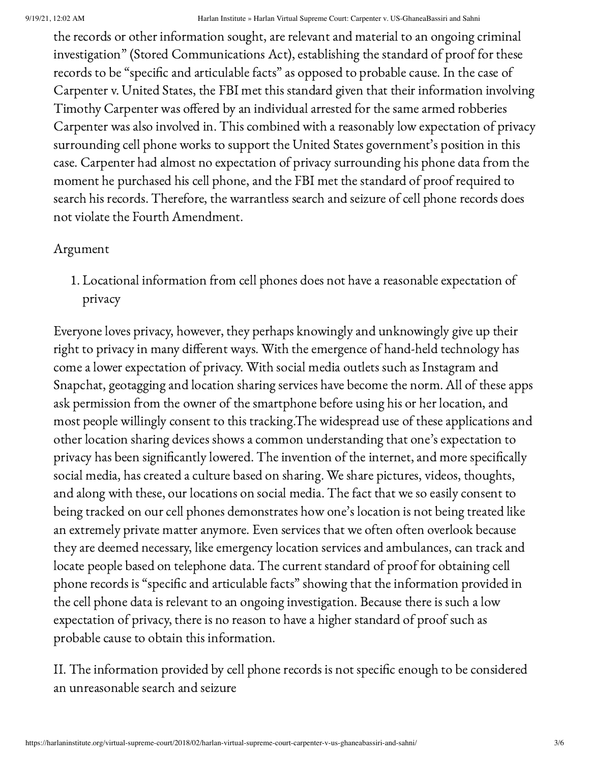the records or other information sought, are relevant and material to an ongoing criminal investigation" (Stored Communications Act), establishing the standard of proof for these records to be "specific and articulable facts" as opposed to probable cause. In the case of Carpenter v. United States, the FBI met this standard given that their information involving Timothy Carpenter was offered by an individual arrested for the same armed robberies Carpenter was also involved in. This combined with a reasonably low expectation of privacy surrounding cell phone works to support the United States government's position in this case. Carpenter had almost no expectation of privacy surrounding his phone data from the moment he purchased his cell phone, and the FBI met the standard of proof required to search his records. Therefore, the warrantless search and seizure of cell phone records does not violate the Fourth Amendment.

Argument

1. Locational information from cell phones does not have a reasonable expectation of privacy

Everyone loves privacy, however, they perhaps knowingly and unknowingly give up their right to privacy in many different ways. With the emergence of hand-held technology has come a lower expectation of privacy. With social media outlets such as Instagram and Snapchat, geotagging and location sharing services have become the norm. All of these apps ask permission from the owner of the smartphone before using his or her location, and most people willingly consent to this tracking.The widespread use of these applications and other location sharing devices shows a common understanding that one's expectation to privacy has been significantly lowered. The invention of the internet, and more specifically social media, has created a culture based on sharing. We share pictures, videos, thoughts, and along with these, our locations on social media. The fact that we so easily consent to being tracked on our cell phones demonstrates how one's location is not being treated like an extremely private matter anymore. Even services that we often often overlook because they are deemed necessary, like emergency location services and ambulances, can track and locate people based on telephone data. The current standard of proof for obtaining cell phone records is "specific and articulable facts" showing that the information provided in the cell phone data is relevant to an ongoing investigation. Because there is such a low expectation of privacy, there is no reason to have a higher standard of proof such as probable cause to obtain this information.

II. The information provided by cell phone records is not specific enough to be considered an unreasonable search and seizure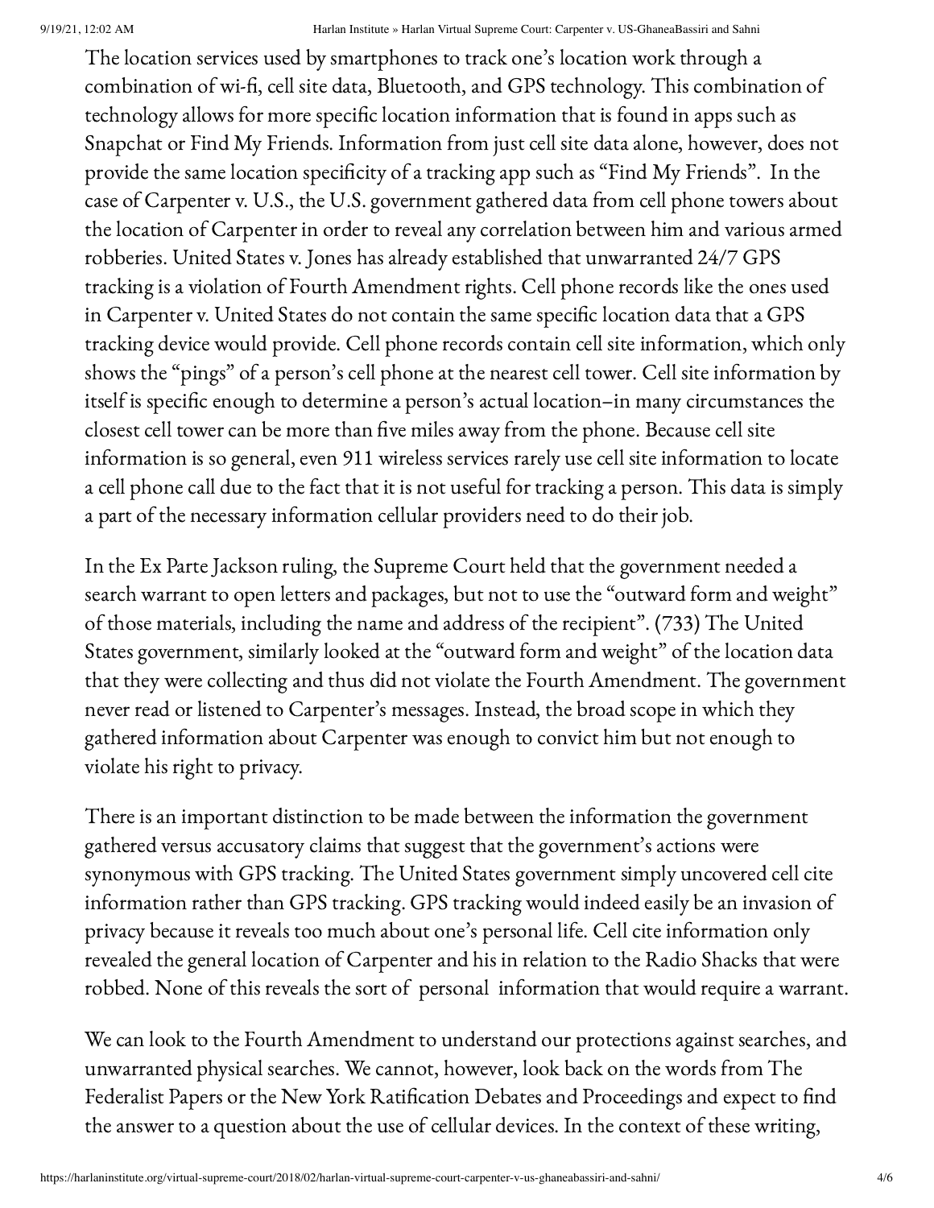The location services used by smartphones to track one's location work through a combination of wi-fi, cell site data, Bluetooth, and GPS technology. This combination of technology allows for more specific location information that is found in apps such as Snapchat or Find My Friends. Information from just cell site data alone, however, does not provide the same location specificity of a tracking app such as "Find My Friends". In the case of Carpenter v. U.S., the U.S. government gathered data from cell phone towers about the location of Carpenter in order to reveal any correlation between him and various armed robberies. United States v. Jones has already established that unwarranted 24/7 GPS tracking is a violation of Fourth Amendment rights. Cell phone records like the ones used in Carpenter v. United States do not contain the same specific location data that a GPS tracking device would provide. Cell phone records contain cell site information, which only shows the "pings" of a person's cell phone at the nearest cell tower. Cell site information by itself is specific enough to determine a person's actual location–in many circumstances the closest cell tower can be more than five miles away from the phone. Because cell site information is so general, even 911 wireless services rarely use cell site information to locate a cell phone call due to the fact that it is not useful for tracking a person. This data is simply a part of the necessary information cellular providers need to do their job.

In the Ex Parte Jackson ruling, the Supreme Court held that the government needed a search warrant to open letters and packages, but not to use the "outward form and weight" of those materials, including the name and address of the recipient". (733) The United States government, similarly looked at the "outward form and weight" of the location data that they were collecting and thus did not violate the Fourth Amendment. The government never read or listened to Carpenter's messages. Instead, the broad scope in which they gathered information about Carpenter was enough to convict him but not enough to violate his right to privacy.

There is an important distinction to be made between the information the government gathered versus accusatory claims that suggest that the government's actions were synonymous with GPS tracking. The United States government simply uncovered cell cite information rather than GPS tracking. GPS tracking would indeed easily be an invasion of privacy because it reveals too much about one's personal life. Cell cite information only revealed the general location of Carpenter and his in relation to the Radio Shacks that were robbed. None of this reveals the sort of personal information that would require a warrant.

We can look to the Fourth Amendment to understand our protections against searches, and unwarranted physical searches. We cannot, however, look back on the words from The Federalist Papers or the New York Ratification Debates and Proceedings and expect to find the answer to a question about the use of cellular devices. In the context of these writing,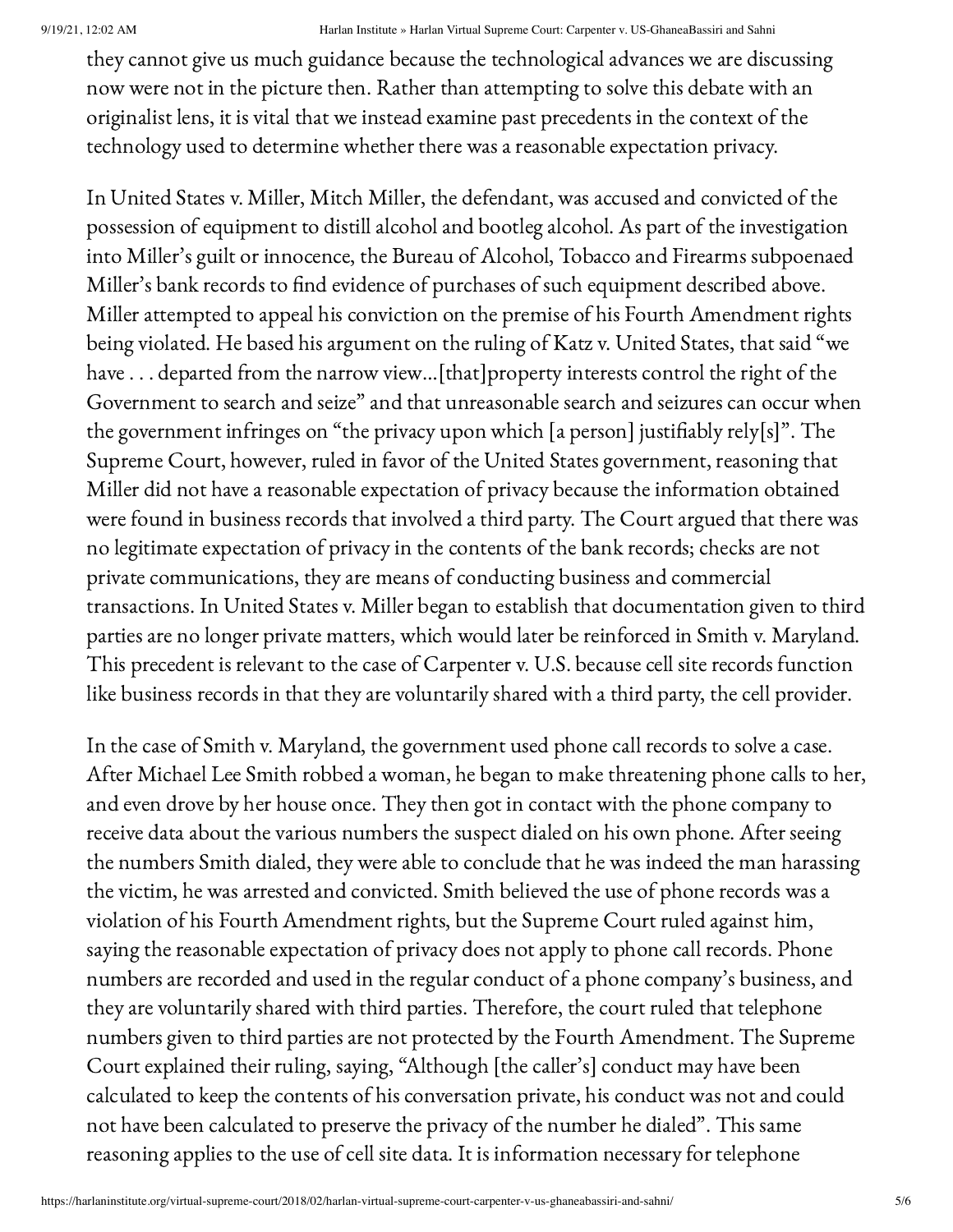they cannot give us much guidance because the technological advances we are discussing now were not in the picture then. Rather than attempting to solve this debate with an originalist lens, it is vital that we instead examine past precedents in the context of the technology used to determine whether there was a reasonable expectation privacy.

In United States v. Miller, Mitch Miller, the defendant, was accused and convicted of the possession of equipment to distill alcohol and bootleg alcohol. As part of the investigation into Miller's guilt or innocence, the Bureau of Alcohol, Tobacco and Firearms subpoenaed Miller's bank records to find evidence of purchases of such equipment described above. Miller attempted to appeal his conviction on the premise of his Fourth Amendment rights being violated. He based his argument on the ruling of Katz v. United States, that said "we have . . . departed from the narrow view…[that]property interests control the right of the Government to search and seize" and that unreasonable search and seizures can occur when the government infringes on "the privacy upon which [a person] justifiably rely[s]". The Supreme Court, however, ruled in favor of the United States government, reasoning that Miller did not have a reasonable expectation of privacy because the information obtained were found in business records that involved a third party. The Court argued that there was no legitimate expectation of privacy in the contents of the bank records; checks are not private communications, they are means of conducting business and commercial transactions. In United States v. Miller began to establish that documentation given to third parties are no longer private matters, which would later be reinforced in Smith v. Maryland. This precedent is relevant to the case of Carpenter v. U.S. because cell site records function like business records in that they are voluntarily shared with a third party, the cell provider.

In the case of Smith v. Maryland, the government used phone call records to solve a case. After Michael Lee Smith robbed a woman, he began to make threatening phone calls to her, and even drove by her house once. They then got in contact with the phone company to receive data about the various numbers the suspect dialed on his own phone. After seeing the numbers Smith dialed, they were able to conclude that he was indeed the man harassing the victim, he was arrested and convicted. Smith believed the use of phone records was a violation of his Fourth Amendment rights, but the Supreme Court ruled against him, saying the reasonable expectation of privacy does not apply to phone call records. Phone numbers are recorded and used in the regular conduct of a phone company's business, and they are voluntarily shared with third parties. Therefore, the court ruled that telephone numbers given to third parties are not protected by the Fourth Amendment. The Supreme Court explained their ruling, saying, "Although [the caller's] conduct may have been calculated to keep the contents of his conversation private, his conduct was not and could not have been calculated to preserve the privacy of the number he dialed". This same reasoning applies to the use of cell site data. It is information necessary for telephone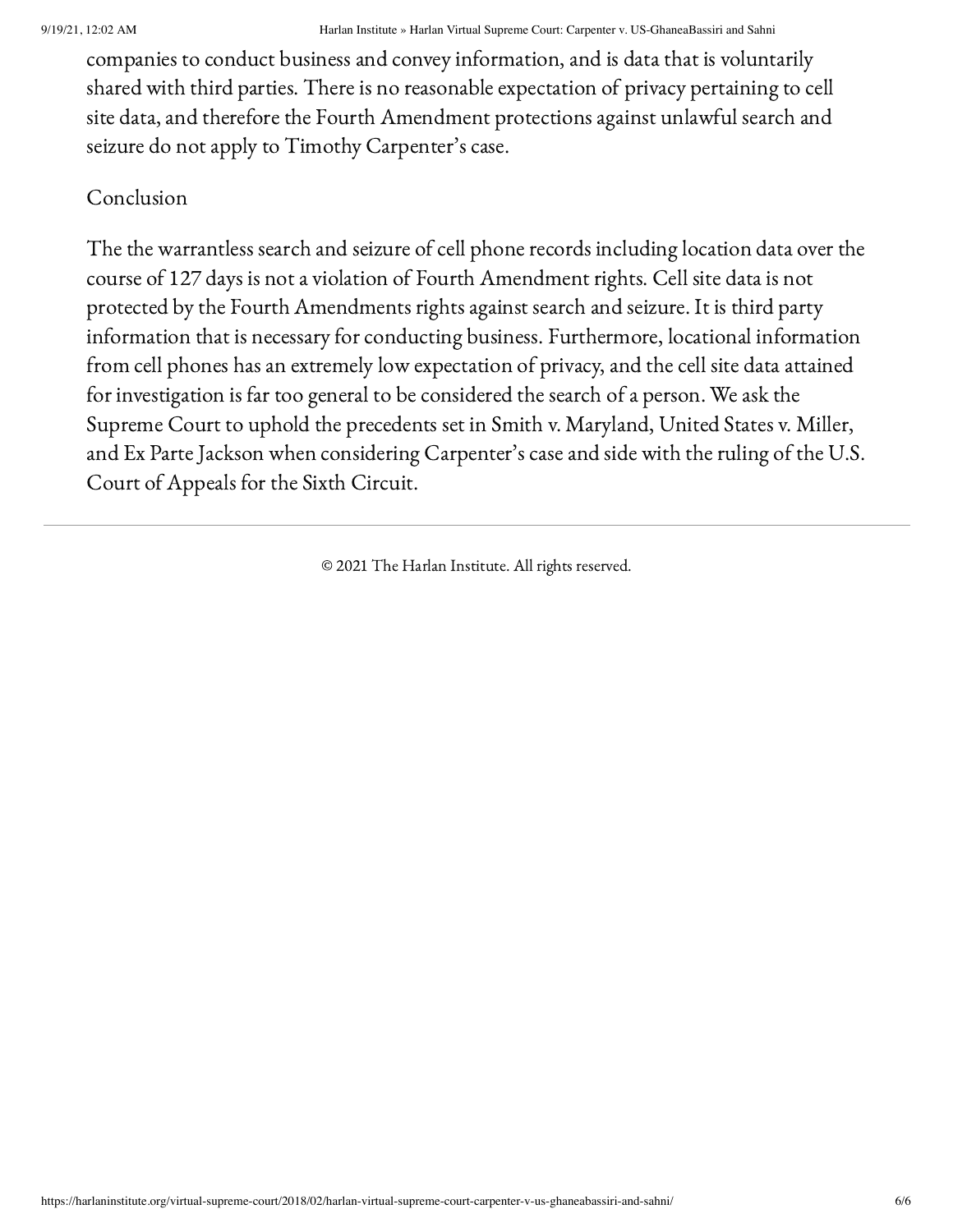companies to conduct business and convey information, and is data that is voluntarily shared with third parties. There is no reasonable expectation of privacy pertaining to cell site data, and therefore the Fourth Amendment protections against unlawful search and seizure do not apply to Timothy Carpenter's case.

## Conclusion

The the warrantless search and seizure of cell phone records including location data over the course of 127 days is not a violation of Fourth Amendment rights. Cell site data is not protected by the Fourth Amendments rights against search and seizure. It is third party information that is necessary for conducting business. Furthermore, locational information from cell phones has an extremely low expectation of privacy, and the cell site data attained for investigation is far too general to be considered the search of a person. We ask the Supreme Court to uphold the precedents set in Smith v. Maryland, United States v. Miller, and Ex Parte Jackson when considering Carpenter's case and side with the ruling of the U.S. Court of Appeals for the Sixth Circuit.

---

© 2021 The Harlan Institute. All rights reserved.